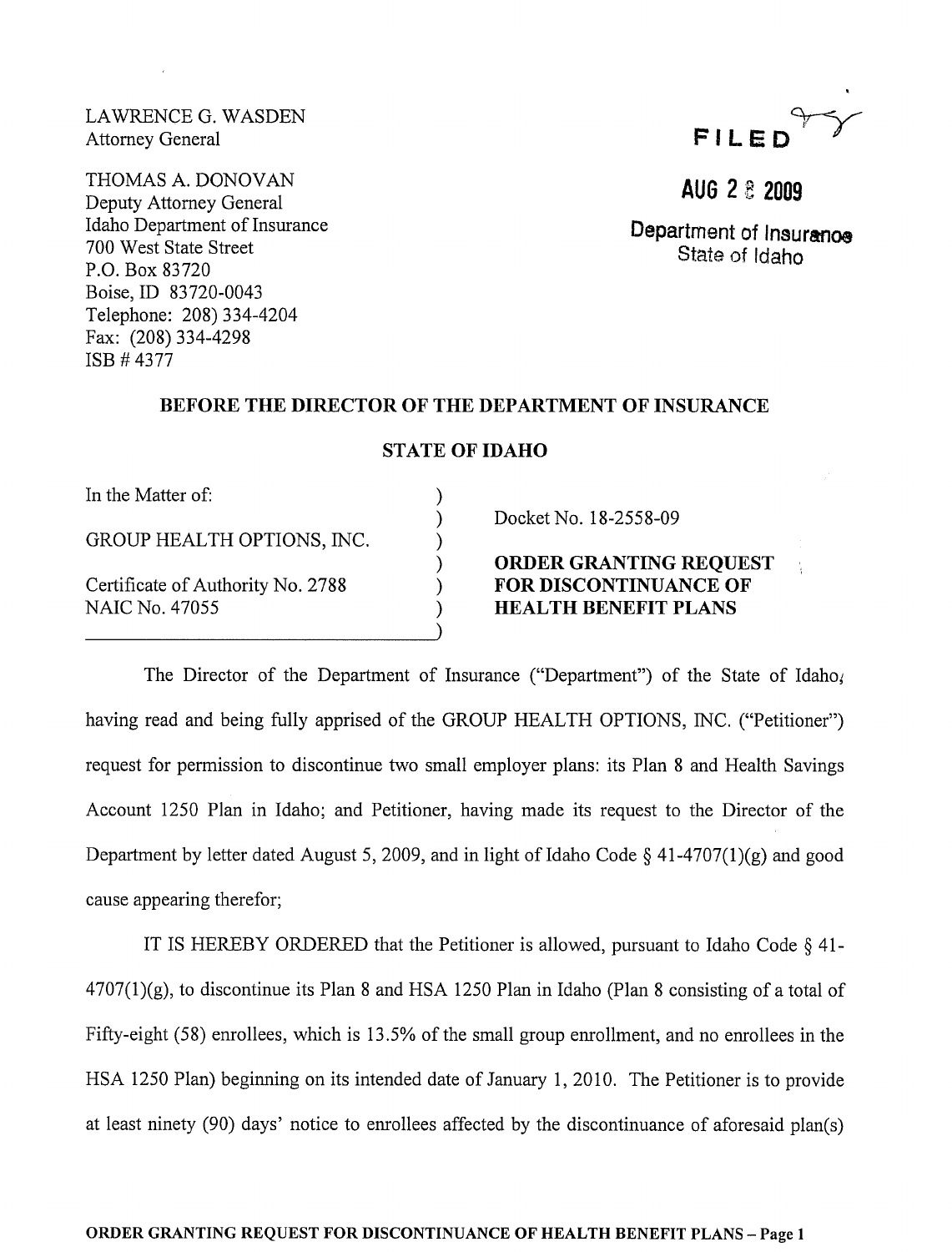LAWRENCE G. WASDEN
Attorney General

THOMAS A. DONOVAN
Deputy Attorney General
Idaho Department of Insurance
700 West State Street
P.O. Box 83720
Boise, ID 83720-0043
Telephone: 208) 334-4204
Fax: (208) 334-4298
ISB # 4377

FILED

AUG 2 8 2009

Department of Insurance
State of Idaho

## BEFORE THE DIRECTOR OF THE DEPARTMENT OF INSURANCE

## STATE OF IDAHO

In the Matter of:

GROUP HEALTH OPTIONS, INC.

Certificate of Authority No. 2788
NAIC No. 47055

Docket No. 18-2558-09

**ORDER GRANTING REQUEST FOR DISCONTINUANCE OF HEALTH BENEFIT PLANS**

The Director of the Department of Insurance ("Department") of the State of Idaho, having read and being fully apprised of the GROUP HEALTH OPTIONS, INC. ("Petitioner") request for permission to discontinue two small employer plans: its Plan 8 and Health Savings Account 1250 Plan in Idaho; and Petitioner, having made its request to the Director of the Department by letter dated August 5, 2009, and in light of Idaho Code § 41-4707(1)(g) and good cause appearing therefor;

IT IS HEREBY ORDERED that the Petitioner is allowed, pursuant to Idaho Code § 41-4707(1)(g), to discontinue its Plan 8 and HSA 1250 Plan in Idaho (Plan 8 consisting of a total of Fifty-eight (58) enrollees, which is 13.5% of the small group enrollment, and no enrollees in the HSA 1250 Plan) beginning on its intended date of January 1, 2010. The Petitioner is to provide at least ninety (90) days' notice to enrollees affected by the discontinuance of aforesaid plan(s)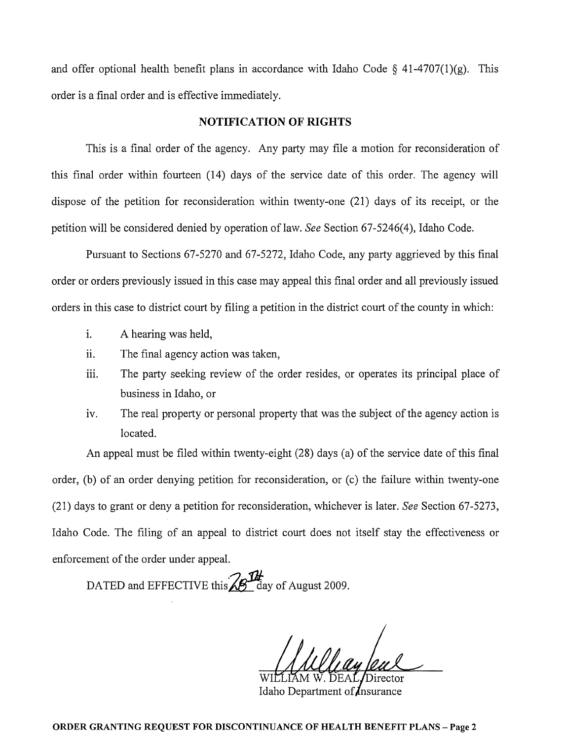and offer optional health benefit plans in accordance with Idaho Code § 41-4707(1)(g). This order is a final order and is effective immediately.

## NOTIFICATION OF RIGHTS

This is a final order of the agency. Any party may file a motion for reconsideration of this final order within fourteen (14) days of the service date of this order. The agency will dispose of the petition for reconsideration within twenty-one (21) days of its receipt, or the petition will be considered denied by operation of law. *See* Section 67-5246(4), Idaho Code.

Pursuant to Sections 67-5270 and 67-5272, Idaho Code, any party aggrieved by this final order or orders previously issued in this case may appeal this final order and all previously issued orders in this case to district court by filing a petition in the district court of the county in which:

i. A hearing was held,

ii. The final agency action was taken,

iii. The party seeking review of the order resides, or operates its principal place of business in Idaho, or

iv. The real property or personal property that was the subject of the agency action is located.

An appeal must be filed within twenty-eight (28) days (a) of the service date of this final order, (b) of an order denying petition for reconsideration, or (c) the failure within twenty-one (21) days to grant or deny a petition for reconsideration, whichever is later. *See* Section 67-5273, Idaho Code. The filing of an appeal to district court does not itself stay the effectiveness or enforcement of the order under appeal.

DATED and EFFECTIVE this 28TH day of August 2009.

WILLIAM W. DEAL, Director
Idaho Department of Insurance

**ORDER GRANTING REQUEST FOR DISCONTINUANCE OF HEALTH BENEFIT PLANS – Page 2**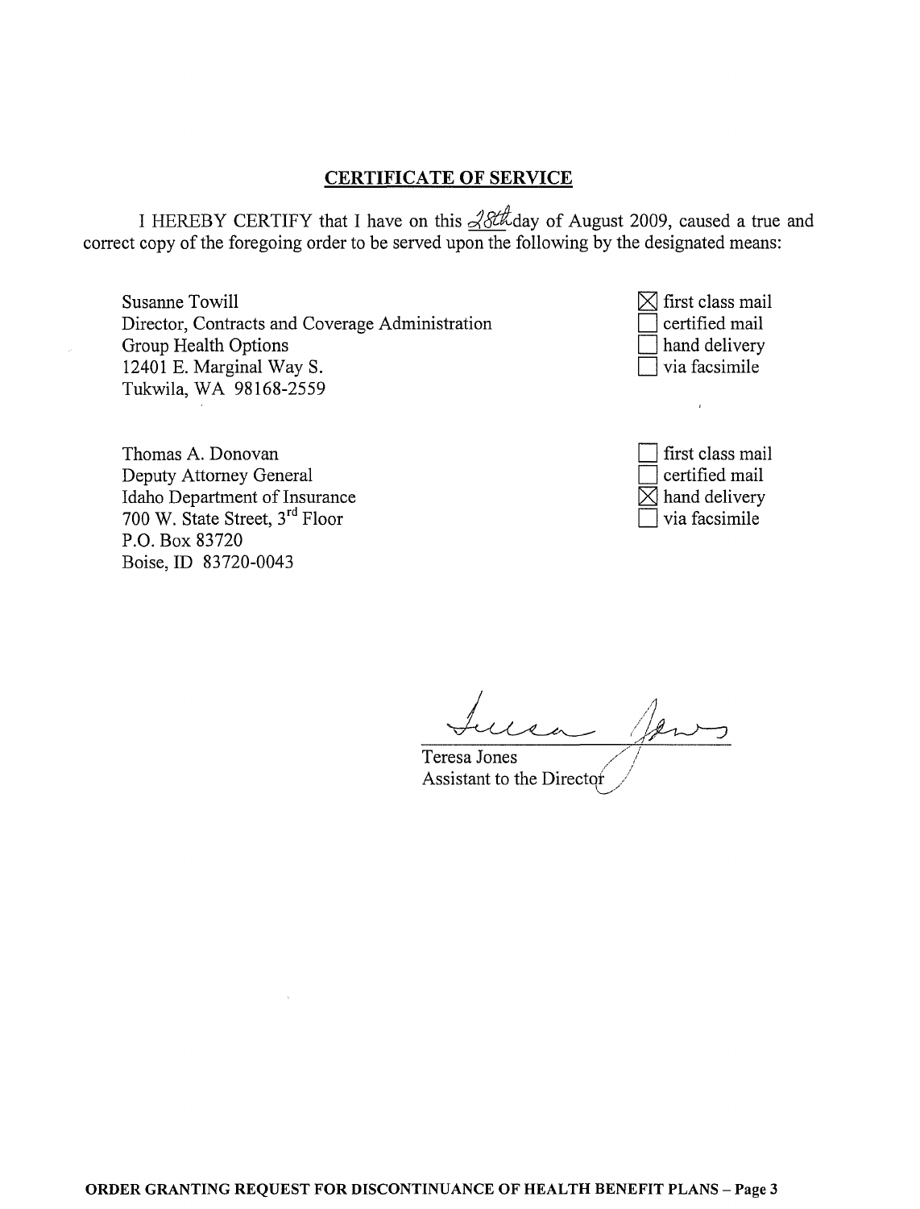## CERTIFICATE OF SERVICE

I HEREBY CERTIFY that I have on this 28th day of August 2009, caused a true and correct copy of the foregoing order to be served upon the following by the designated means:

Susanne Towill
Director, Contracts and Coverage Administration
Group Health Options
12401 E. Marginal Way S.
Tukwila, WA 98168-2559

- [x] first class mail
- [ ] certified mail
- [ ] hand delivery
- [ ] via facsimile

Thomas A. Donovan
Deputy Attorney General
Idaho Department of Insurance
700 W. State Street, 3rd Floor
P.O. Box 83720
Boise, ID 83720-0043

- [ ] first class mail
- [ ] certified mail
- [x] hand delivery
- [ ] via facsimile

Teresa Jones
Assistant to the Director

ORDER GRANTING REQUEST FOR DISCONTINUANCE OF HEALTH BENEFIT PLANS – Page 3